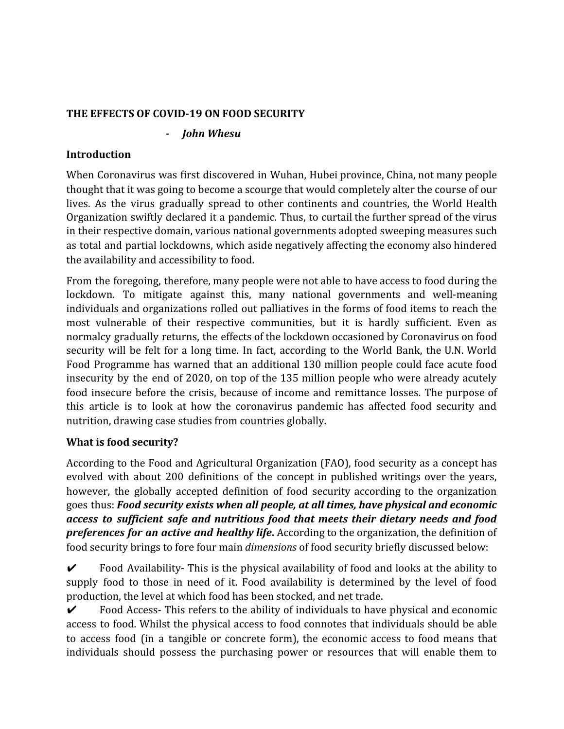# THE EFFECTS OF COVID-19 ON FOOD SECURITY

- *John Whesu*

## Introduction

When Coronavirus was first discovered in Wuhan, Hubei province, China, not many people thought that it was going to become a scourge that would completely alter the course of our lives. As the virus gradually spread to other continents and countries, the World Health Organization swiftly declared it a pandemic. Thus, to curtail the further spread of the virus in their respective domain, various national governments adopted sweeping measures such as total and partial lockdowns, which aside negatively affecting the economy also hindered the availability and accessibility to food.

From the foregoing, therefore, many people were not able to have access to food during the lockdown. To mitigate against this, many national governments and well-meaning individuals and organizations rolled out palliatives in the forms of food items to reach the most vulnerable of their respective communities, but it is hardly sufficient. Even as normalcy gradually returns, the effects of the lockdown occasioned by Coronavirus on food security will be felt for a long time. In fact, according to the World Bank, the U.N. World Food Programme has warned that an additional 130 million people could face acute food insecurity by the end of 2020, on top of the 135 million people who were already acutely food insecure before the crisis, because of income and remittance losses. The purpose of this article is to look at how the coronavirus pandemic has affected food security and nutrition, drawing case studies from countries globally.

## What is food security?

According to the Food and Agricultural Organization (FAO), food security as a concept has evolved with about 200 definitions of the concept in published writings over the years, however, the globally accepted definition of food security according to the organization goes thus: ***Food security exists when all people, at all times, have physical and economic access to sufficient safe and nutritious food that meets their dietary needs and food preferences for an active and healthy life.*** According to the organization, the definition of food security brings to fore four main *dimensions* of food security briefly discussed below:

✔ Food Availability- This is the physical availability of food and looks at the ability to supply food to those in need of it. Food availability is determined by the level of food production, the level at which food has been stocked, and net trade.

✔ Food Access- This refers to the ability of individuals to have physical and economic access to food. Whilst the physical access to food connotes that individuals should be able to access food (in a tangible or concrete form), the economic access to food means that individuals should possess the purchasing power or resources that will enable them to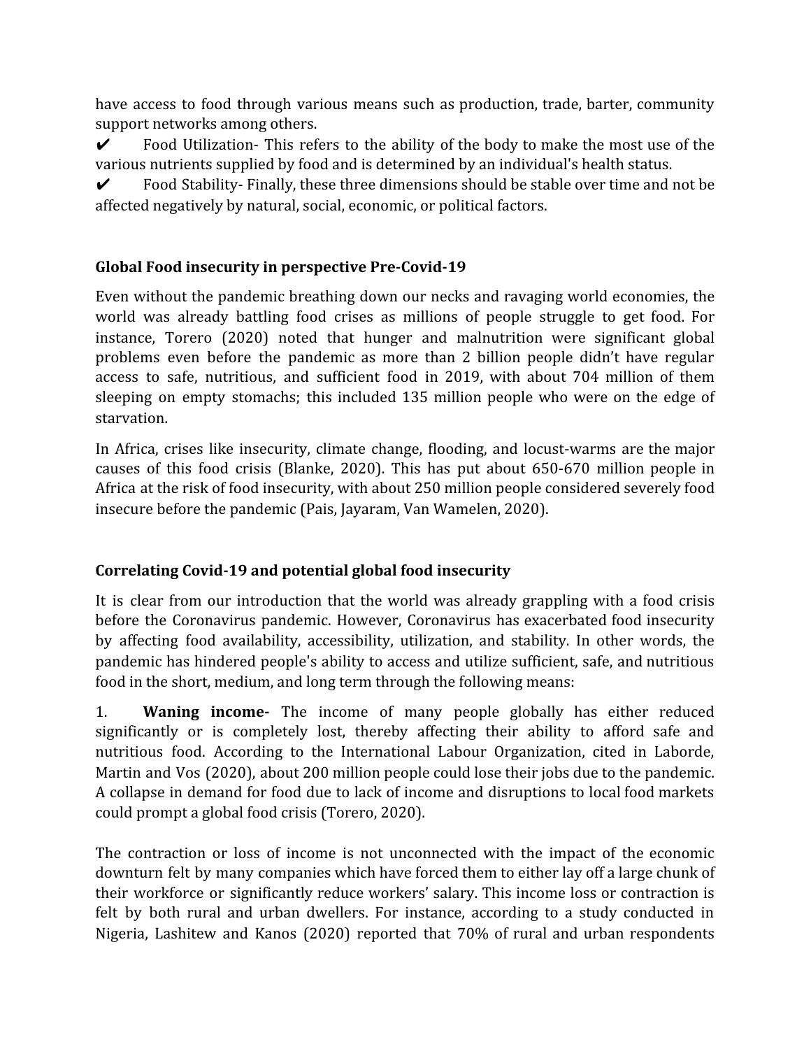have access to food through various means such as production, trade, barter, community support networks among others.

✔ Food Utilization- This refers to the ability of the body to make the most use of the various nutrients supplied by food and is determined by an individual's health status.

✔ Food Stability- Finally, these three dimensions should be stable over time and not be affected negatively by natural, social, economic, or political factors.

**Global Food insecurity in perspective Pre-Covid-19**

Even without the pandemic breathing down our necks and ravaging world economies, the world was already battling food crises as millions of people struggle to get food. For instance, Torero (2020) noted that hunger and malnutrition were significant global problems even before the pandemic as more than 2 billion people didn't have regular access to safe, nutritious, and sufficient food in 2019, with about 704 million of them sleeping on empty stomachs; this included 135 million people who were on the edge of starvation.

In Africa, crises like insecurity, climate change, flooding, and locust-warms are the major causes of this food crisis (Blanke, 2020). This has put about 650-670 million people in Africa at the risk of food insecurity, with about 250 million people considered severely food insecure before the pandemic (Pais, Jayaram, Van Wamelen, 2020).

**Correlating Covid-19 and potential global food insecurity**

It is clear from our introduction that the world was already grappling with a food crisis before the Coronavirus pandemic. However, Coronavirus has exacerbated food insecurity by affecting food availability, accessibility, utilization, and stability. In other words, the pandemic has hindered people's ability to access and utilize sufficient, safe, and nutritious food in the short, medium, and long term through the following means:

1. **Waning income-** The income of many people globally has either reduced significantly or is completely lost, thereby affecting their ability to afford safe and nutritious food. According to the International Labour Organization, cited in Laborde, Martin and Vos (2020), about 200 million people could lose their jobs due to the pandemic. A collapse in demand for food due to lack of income and disruptions to local food markets could prompt a global food crisis (Torero, 2020).

The contraction or loss of income is not unconnected with the impact of the economic downturn felt by many companies which have forced them to either lay off a large chunk of their workforce or significantly reduce workers' salary. This income loss or contraction is felt by both rural and urban dwellers. For instance, according to a study conducted in Nigeria, Lashitew and Kanos (2020) reported that 70% of rural and urban respondents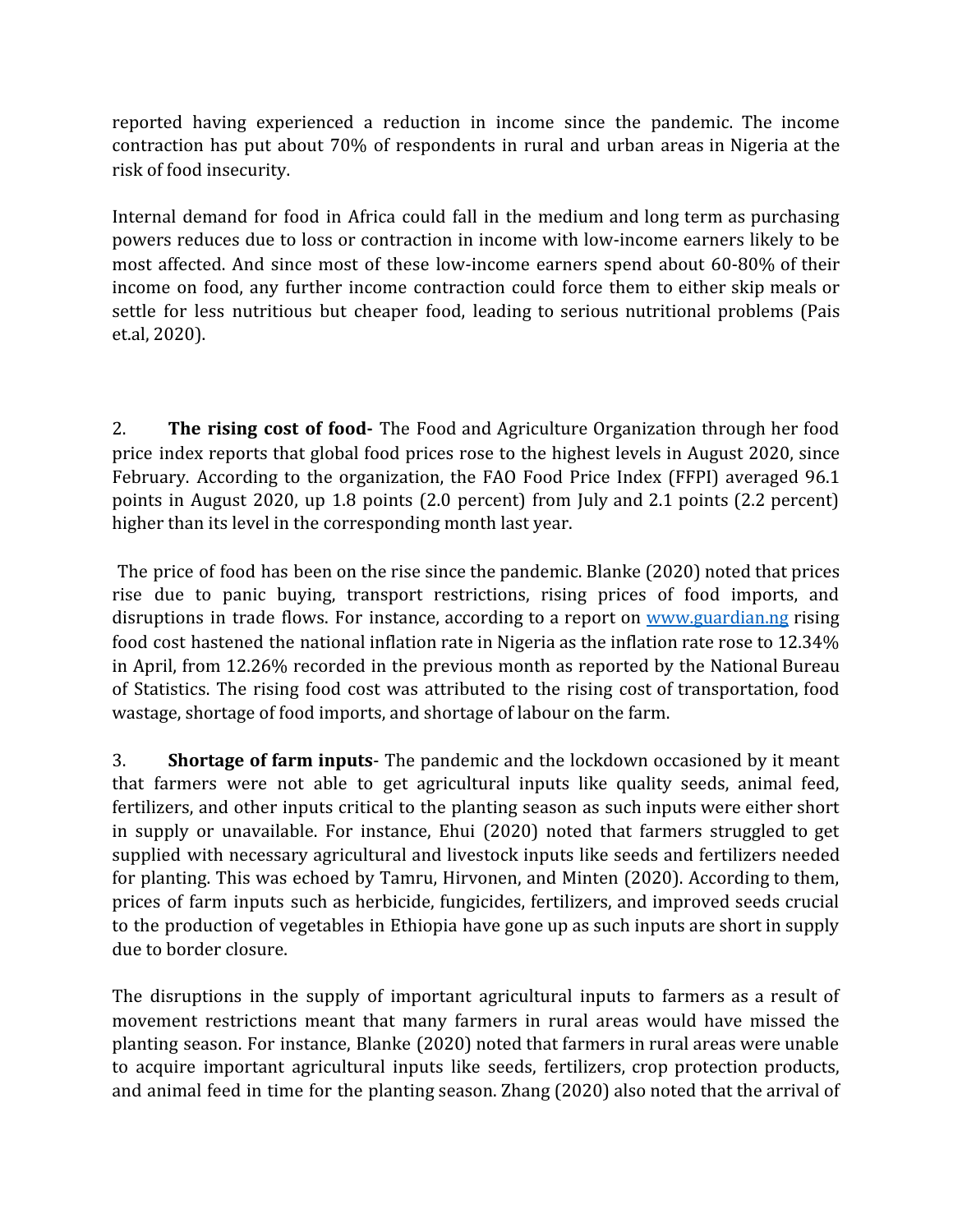reported having experienced a reduction in income since the pandemic. The income contraction has put about 70% of respondents in rural and urban areas in Nigeria at the risk of food insecurity.

Internal demand for food in Africa could fall in the medium and long term as purchasing powers reduces due to loss or contraction in income with low-income earners likely to be most affected. And since most of these low-income earners spend about 60-80% of their income on food, any further income contraction could force them to either skip meals or settle for less nutritious but cheaper food, leading to serious nutritional problems (Pais et.al, 2020).

2. **The rising cost of food-** The Food and Agriculture Organization through her food price index reports that global food prices rose to the highest levels in August 2020, since February. According to the organization, the FAO Food Price Index (FFPI) averaged 96.1 points in August 2020, up 1.8 points (2.0 percent) from July and 2.1 points (2.2 percent) higher than its level in the corresponding month last year.

The price of food has been on the rise since the pandemic. Blanke (2020) noted that prices rise due to panic buying, transport restrictions, rising prices of food imports, and disruptions in trade flows. For instance, according to a report on [www.guardian.ng](http://www.guardian.ng) rising food cost hastened the national inflation rate in Nigeria as the inflation rate rose to 12.34% in April, from 12.26% recorded in the previous month as reported by the National Bureau of Statistics. The rising food cost was attributed to the rising cost of transportation, food wastage, shortage of food imports, and shortage of labour on the farm.

3. **Shortage of farm inputs**- The pandemic and the lockdown occasioned by it meant that farmers were not able to get agricultural inputs like quality seeds, animal feed, fertilizers, and other inputs critical to the planting season as such inputs were either short in supply or unavailable. For instance, Ehui (2020) noted that farmers struggled to get supplied with necessary agricultural and livestock inputs like seeds and fertilizers needed for planting. This was echoed by Tamru, Hirvonen, and Minten (2020). According to them, prices of farm inputs such as herbicide, fungicides, fertilizers, and improved seeds crucial to the production of vegetables in Ethiopia have gone up as such inputs are short in supply due to border closure.

The disruptions in the supply of important agricultural inputs to farmers as a result of movement restrictions meant that many farmers in rural areas would have missed the planting season. For instance, Blanke (2020) noted that farmers in rural areas were unable to acquire important agricultural inputs like seeds, fertilizers, crop protection products, and animal feed in time for the planting season. Zhang (2020) also noted that the arrival of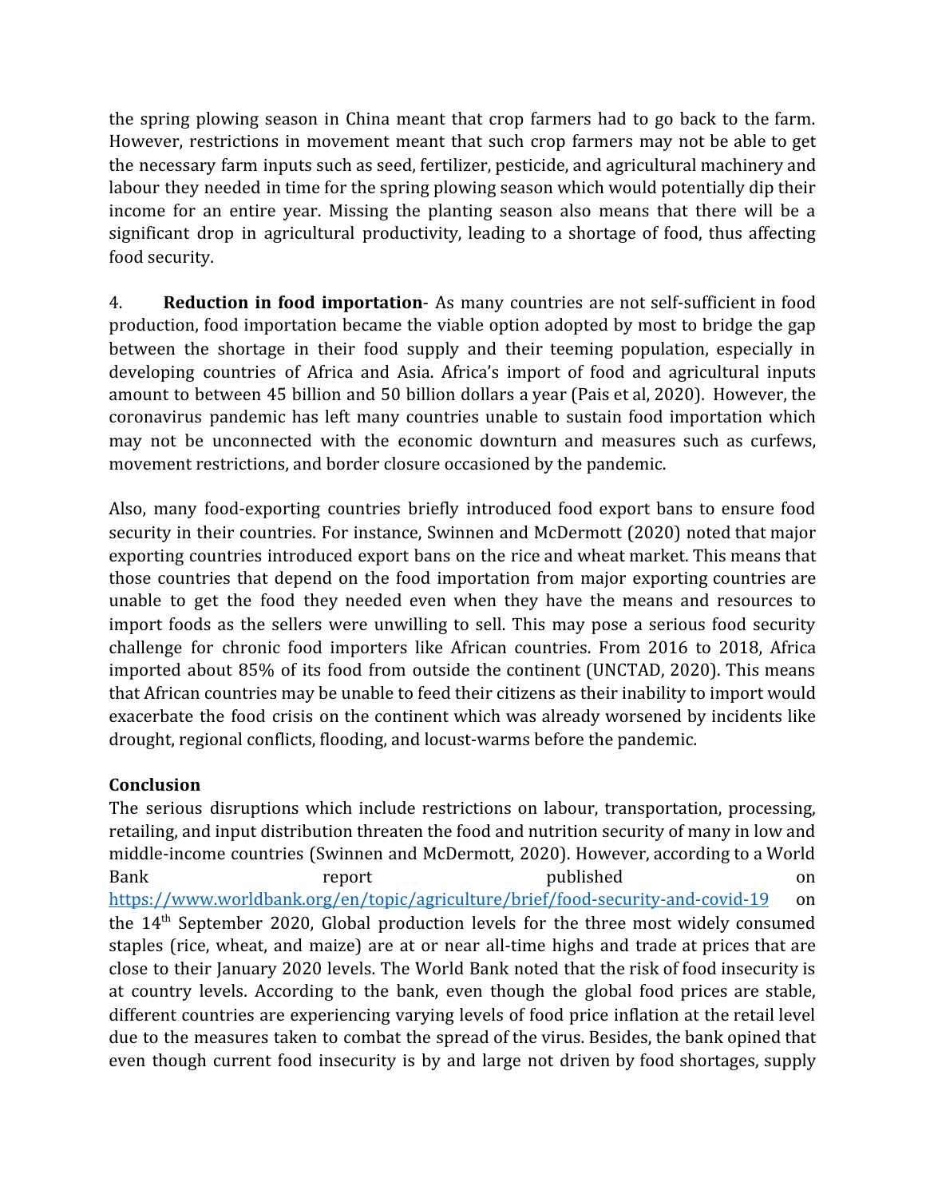the spring plowing season in China meant that crop farmers had to go back to the farm. However, restrictions in movement meant that such crop farmers may not be able to get the necessary farm inputs such as seed, fertilizer, pesticide, and agricultural machinery and labour they needed in time for the spring plowing season which would potentially dip their income for an entire year. Missing the planting season also means that there will be a significant drop in agricultural productivity, leading to a shortage of food, thus affecting food security.

4. **Reduction in food importation**- As many countries are not self-sufficient in food production, food importation became the viable option adopted by most to bridge the gap between the shortage in their food supply and their teeming population, especially in developing countries of Africa and Asia. Africa's import of food and agricultural inputs amount to between 45 billion and 50 billion dollars a year (Pais et al, 2020). However, the coronavirus pandemic has left many countries unable to sustain food importation which may not be unconnected with the economic downturn and measures such as curfews, movement restrictions, and border closure occasioned by the pandemic.

Also, many food-exporting countries briefly introduced food export bans to ensure food security in their countries. For instance, Swinnen and McDermott (2020) noted that major exporting countries introduced export bans on the rice and wheat market. This means that those countries that depend on the food importation from major exporting countries are unable to get the food they needed even when they have the means and resources to import foods as the sellers were unwilling to sell. This may pose a serious food security challenge for chronic food importers like African countries. From 2016 to 2018, Africa imported about 85% of its food from outside the continent (UNCTAD, 2020). This means that African countries may be unable to feed their citizens as their inability to import would exacerbate the food crisis on the continent which was already worsened by incidents like drought, regional conflicts, flooding, and locust-warms before the pandemic.

**Conclusion**

The serious disruptions which include restrictions on labour, transportation, processing, retailing, and input distribution threaten the food and nutrition security of many in low and middle-income countries (Swinnen and McDermott, 2020). However, according to a World Bank report published on https://www.worldbank.org/en/topic/agriculture/brief/food-security-and-covid-19 on the 14th September 2020, Global production levels for the three most widely consumed staples (rice, wheat, and maize) are at or near all-time highs and trade at prices that are close to their January 2020 levels. The World Bank noted that the risk of food insecurity is at country levels. According to the bank, even though the global food prices are stable, different countries are experiencing varying levels of food price inflation at the retail level due to the measures taken to combat the spread of the virus. Besides, the bank opined that even though current food insecurity is by and large not driven by food shortages, supply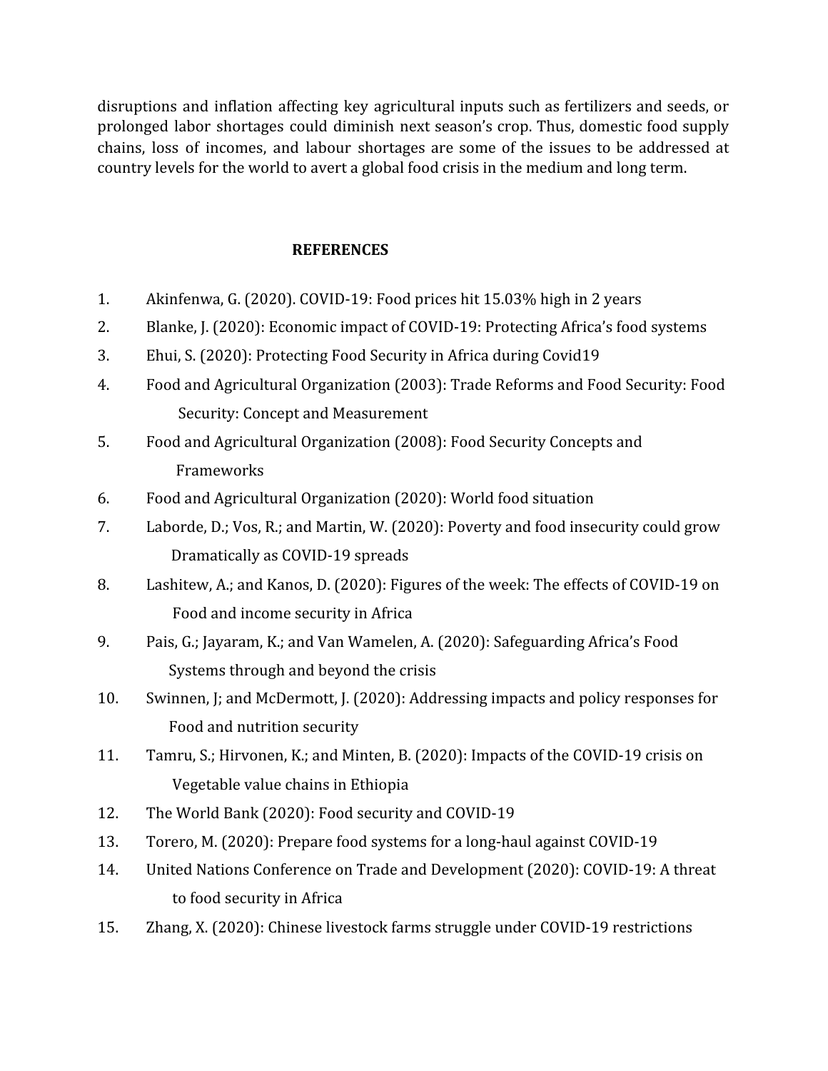disruptions and inflation affecting key agricultural inputs such as fertilizers and seeds, or prolonged labor shortages could diminish next season's crop. Thus, domestic food supply chains, loss of incomes, and labour shortages are some of the issues to be addressed at country levels for the world to avert a global food crisis in the medium and long term.

## REFERENCES

1. Akinfenwa, G. (2020). COVID-19: Food prices hit 15.03% high in 2 years
2. Blanke, J. (2020): Economic impact of COVID-19: Protecting Africa's food systems
3. Ehui, S. (2020): Protecting Food Security in Africa during Covid19
4. Food and Agricultural Organization (2003): Trade Reforms and Food Security: Food Security: Concept and Measurement
5. Food and Agricultural Organization (2008): Food Security Concepts and Frameworks
6. Food and Agricultural Organization (2020): World food situation
7. Laborde, D.; Vos, R.; and Martin, W. (2020): Poverty and food insecurity could grow Dramatically as COVID-19 spreads
8. Lashitew, A.; and Kanos, D. (2020): Figures of the week: The effects of COVID-19 on Food and income security in Africa
9. Pais, G.; Jayaram, K.; and Van Wamelen, A. (2020): Safeguarding Africa's Food Systems through and beyond the crisis
10. Swinnen, J; and McDermott, J. (2020): Addressing impacts and policy responses for Food and nutrition security
11. Tamru, S.; Hirvonen, K.; and Minten, B. (2020): Impacts of the COVID-19 crisis on Vegetable value chains in Ethiopia
12. The World Bank (2020): Food security and COVID-19
13. Torero, M. (2020): Prepare food systems for a long-haul against COVID-19
14. United Nations Conference on Trade and Development (2020): COVID-19: A threat to food security in Africa
15. Zhang, X. (2020): Chinese livestock farms struggle under COVID-19 restrictions